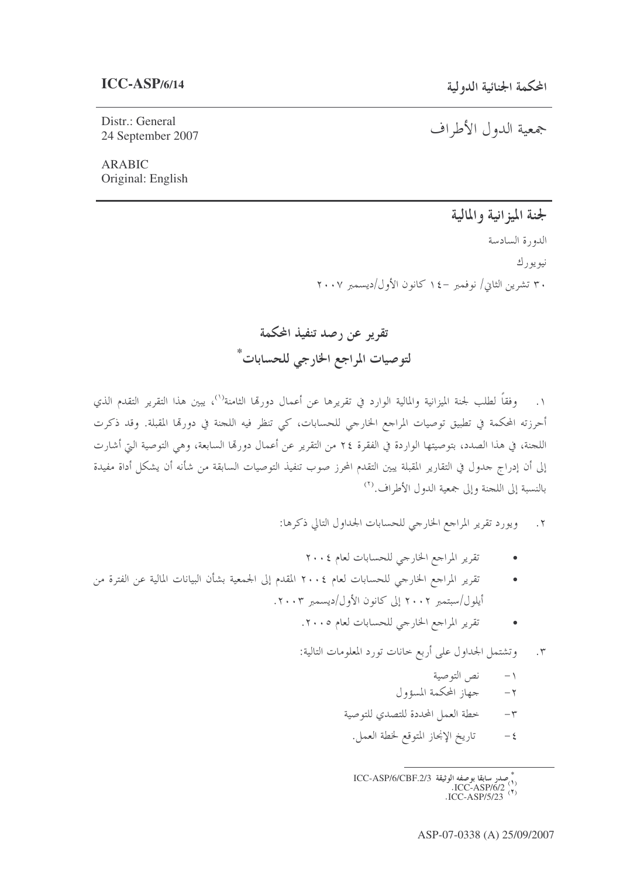**ICC-ASP/6/14**

المحكمة الجنائية الدولية

جمعية الدول الأطراف

Distr.: General
24 September 2007

ARABIC
Original: English

## لجنة الميزانية والمالية

الدورة السادسة

نيويورك

٣٠ تشرين الثاني/ نوفمبر –١٤ كانون الأول/ديسمبر ٢٠٠٧

# تقرير عن رصد تنفيذ المحكمة لتوصيات المراجع الخارجي للحسابات*

١. وفقاً لطلب لجنة الميزانية والمالية الوارد في تقريرها عن أعمال دورتها الثامنة[١]، يبين هذا التقرير التقدم الذي أحرزته المحكمة في تطبيق توصيات المراجع الخارجي للحسابات، كي تنظر فيه اللجنة في دورتها المقبلة. وقد ذكرت اللجنة، في هذا الصدد، بتوصيتها الواردة في الفقرة ٢٤ من التقرير عن أعمال دورتها السابعة، وهي التوصية التي أشارت إلى أن إدراج جدول في التقارير المقبلة يبين التقدم المحرز صوب تنفيذ التوصيات السابقة من شأنه أن يشكل أداة مفيدة بالنسبة إلى اللجنة وإلى جمعية الدول الأطراف.[٢]

٢. ويورد تقرير المراجع الخارجي للحسابات الجداول التالي ذكرها:

- تقرير المراجع الخارجي للحسابات لعام ٢٠٠٤
- تقرير المراجع الخارجي للحسابات لعام ٢٠٠٤ المقدم إلى الجمعية بشأن البيانات المالية عن الفترة من أيلول/سبتمبر ٢٠٠٢ إلى كانون الأول/ديسمبر ٢٠٠٣.
- تقرير المراجع الخارجي للحسابات لعام ٢٠٠٥.

٣. وتشتمل الجداول على أربع خانات تورد المعلومات التالية:

١- نص التوصية
٢- جهاز المحكمة المسؤول
٣- خطة العمل المحددة للتصدي للتوصية
٤- تاريخ الإنجاز المتوقع لخطة العمل.

---

* صدر سابقا بوصفه الوثيقة ICC-ASP/6/CBF.2/3

[١] .ICC-ASP/6/2

[٢] .ICC-ASP/5/23

ASP-07-0338 (A) 25/09/2007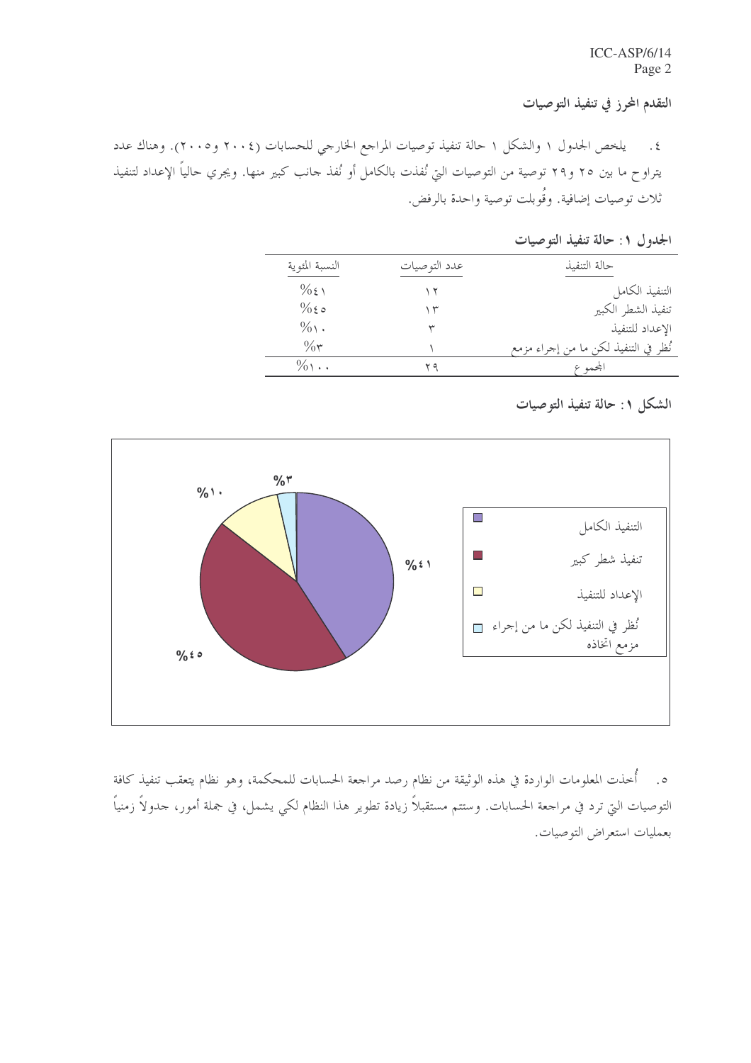## التقدم المحرز في تنفيذ التوصيات

٤. يلخص الجدول ١ والشكل ١ حالة تنفيذ توصيات المراجع الخارجي للحسابات (٢٠٠٤ و٢٠٠٥). وهناك عدد يتراوح ما بين ٢٥ و٢٩ توصية من التوصيات التي نُفذت بالكامل أو نُفذ جانب كبير منها. ويجري حالياً الإعداد لتنفيذ ثلاث توصيات إضافية. وقُوبلت توصية واحدة بالرفض.

**الجدول ١: حالة تنفيذ التوصيات**

| حالة التنفيذ | عدد التوصيات | النسبة المئوية |
|---|---|---|
| التنفيذ الكامل | ١٢ | ٤١٪ |
| تنفيذ الشطر الكبير | ١٣ | ٤٥٪ |
| الإعداد للتنفيذ | ٣ | ١٠٪ |
| نُظر في التنفيذ لكن ما من إجراء مزمع | ١ | ٣٪ |
| المجموع | ٢٩ | ١٠٠٪ |

**الشكل ١: حالة تنفيذ التوصيات**

| الفئة | النسبة |
|---|---|
| التنفيذ الكامل | ٤١٪ |
| تنفيذ شطر كبير | ٤٥٪ |
| الإعداد للتنفيذ | ١٠٪ |
| نُظر في التنفيذ لكن ما من إجراء مزمع اتخاذه | ٣٪ |

٥. أُخذت المعلومات الواردة في هذه الوثيقة من نظام رصد مراجعة الحسابات للمحكمة، وهو نظام يتعقب تنفيذ كافة التوصيات التي ترد في مراجعة الحسابات. وستتم مستقبلاً زيادة تطوير هذا النظام لكي يشمل، في جملة أمور، جدولاً زمنياً بعمليات استعراض التوصيات.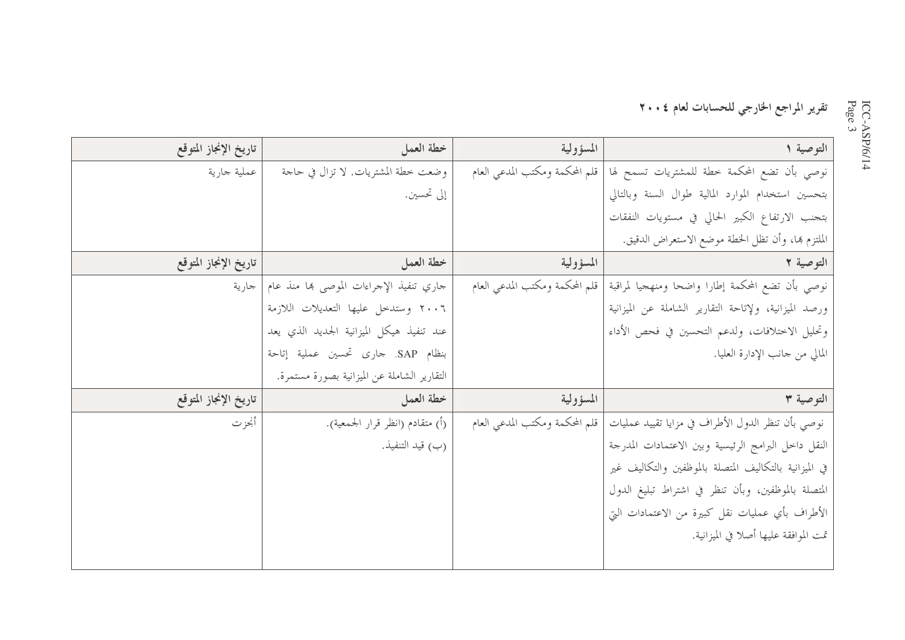## تقرير المراجع الخارجي للحسابات لعام ٢٠٠٤

| التوصية ١ | المسؤولية | خطة العمل | تاريخ الإنجاز المتوقع |
|---|---|---|---|
| نوصي بأن تضع المحكمة خطة للمشتريات تسمح لها بتحسين استخدام الموارد المالية طوال السنة وبالتالي بتجنب الارتفاع الكبير الحالي في مستويات النفقات الملتزم بها، وأن تظل الخطة موضع الاستعراض الدقيق. | قلم المحكمة ومكتب المدعي العام | وضعت خطة المشتريات. لا تزال في حاجة إلى تحسين. | عملية جارية |
| **التوصية ٢** | **المسؤولية** | **خطة العمل** | **تاريخ الإنجاز المتوقع** |
| نوصي بأن تضع المحكمة إطارا واضحا ومنهجيا لمراقبة ورصد الميزانية، ولإتاحة التقارير الشاملة عن الميزانية وتحليل الاختلافات، ولدعم التحسين في فحص الأداء المالي من جانب الإدارة العليا. | قلم المحكمة ومكتب المدعي العام | جاري تنفيذ الإجراءات الموصى بها منذ عام ٢٠٠٦ وستدخل عليها التعديلات اللازمة عند تنفيذ هيكل الميزانية الجديد الذي يعد بنظام SAP. جارى تحسين عملية إتاحة التقارير الشاملة عن الميزانية بصورة مستمرة. | جارية |
| **التوصية ٣** | **المسؤولية** | **خطة العمل** | **تاريخ الإنجاز المتوقع** |
| نوصي بأن تنظر الدول الأطراف في مزايا تقييد عمليات النقل داخل البرامج الرئيسية وبين الاعتمادات المدرجة في الميزانية بالتكاليف المتصلة بالموظفين والتكاليف غير المتصلة بالموظفين، وبأن تنظر في اشتراط تبليغ الدول الأطراف بأي عمليات نقل كبيرة من الاعتمادات التي تمت الموافقة عليها أصلا في الميزانية. | قلم المحكمة ومكتب المدعي العام | (أ) متقادم (انظر قرار الجمعية).<br>(ب) قيد التنفيذ. | أنجزت |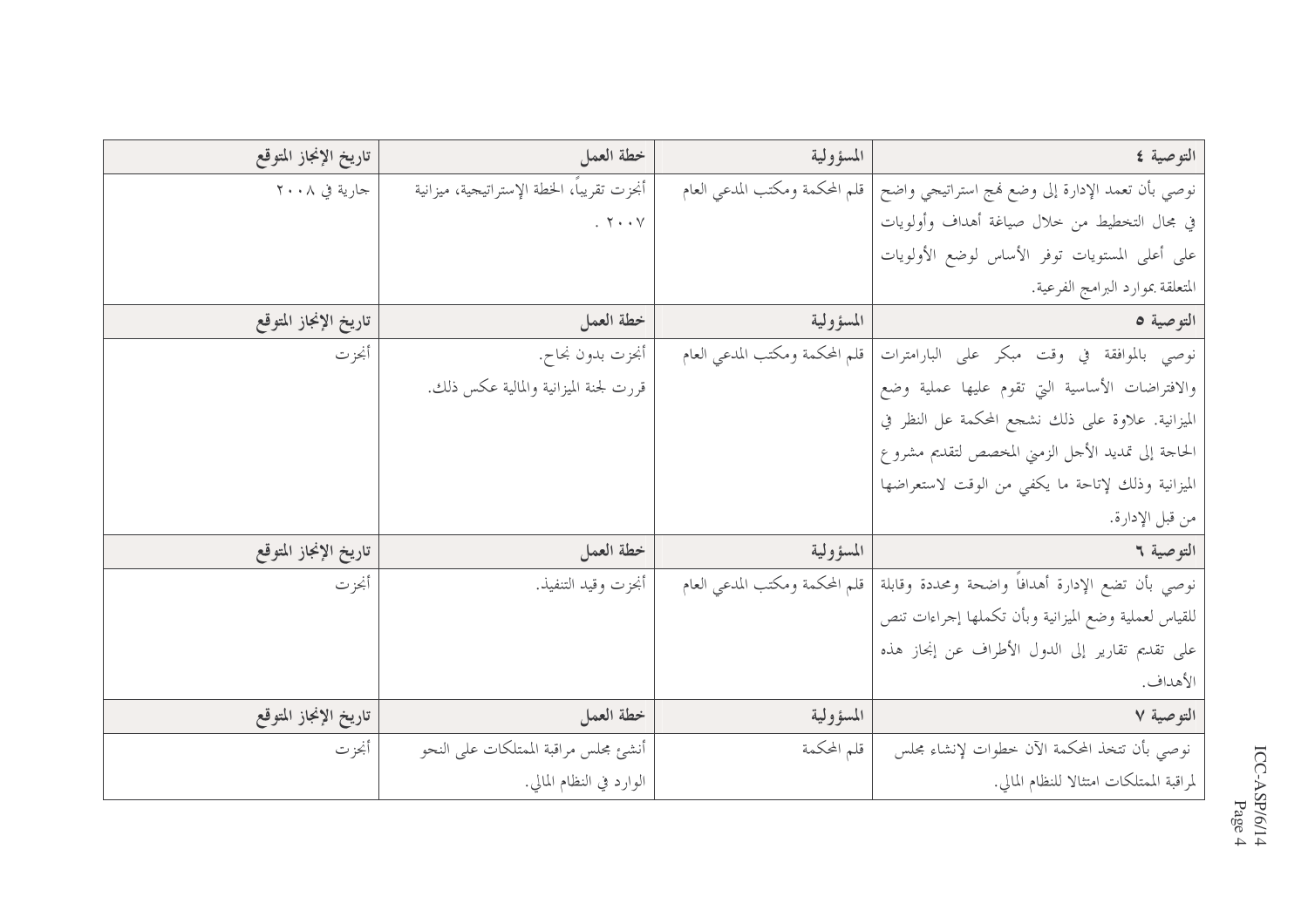| التوصية ٤ | المسؤولية | خطة العمل | تاريخ الإنجاز المتوقع |
|---|---|---|---|
| نوصي بأن تعمد الإدارة إلى وضع نهج استراتيجي واضح في مجال التخطيط من خلال صياغة أهداف وأولويات على أعلى المستويات توفر الأساس لوضع الأولويات المتعلقة بموارد البرامج الفرعية. | قلم المحكمة ومكتب المدعي العام | أنجزت تقريباً، الخطة الإستراتيجية، ميزانية ٢٠٠٧. | جارية في ٢٠٠٨ |
| **التوصية ٥** | **المسؤولية** | **خطة العمل** | **تاريخ الإنجاز المتوقع** |
| نوصي بالموافقة في وقت مبكر على البارامترات والافتراضات الأساسية التي تقوم عليها عملية وضع الميزانية. علاوة على ذلك نشجع المحكمة عل النظر في الحاجة إلى تمديد الأجل الزمني المخصص لتقديم مشروع الميزانية وذلك لإتاحة ما يكفي من الوقت لاستعراضها من قبل الإدارة. | قلم المحكمة ومكتب المدعي العام | أنجزت بدون نجاح. قررت لجنة الميزانية والمالية عكس ذلك. | أنجزت |
| **التوصية ٦** | **المسؤولية** | **خطة العمل** | **تاريخ الإنجاز المتوقع** |
| نوصي بأن تضع الإدارة أهدافاً واضحة ومحددة وقابلة للقياس لعملية وضع الميزانية وبأن تكملها إجراءات تنص على تقديم تقارير إلى الدول الأطراف عن إنجاز هذه الأهداف. | قلم المحكمة ومكتب المدعي العام | أنجزت وقيد التنفيذ. | أنجزت |
| **التوصية ٧** | **المسؤولية** | **خطة العمل** | **تاريخ الإنجاز المتوقع** |
| نوصي بأن تتخذ المحكمة الآن خطوات لإنشاء مجلس لمراقبة الممتلكات امتثالا للنظام المالي. | قلم المحكمة | أنشئ مجلس مراقبة الممتلكات على النحو الوارد في النظام المالي. | أنجزت |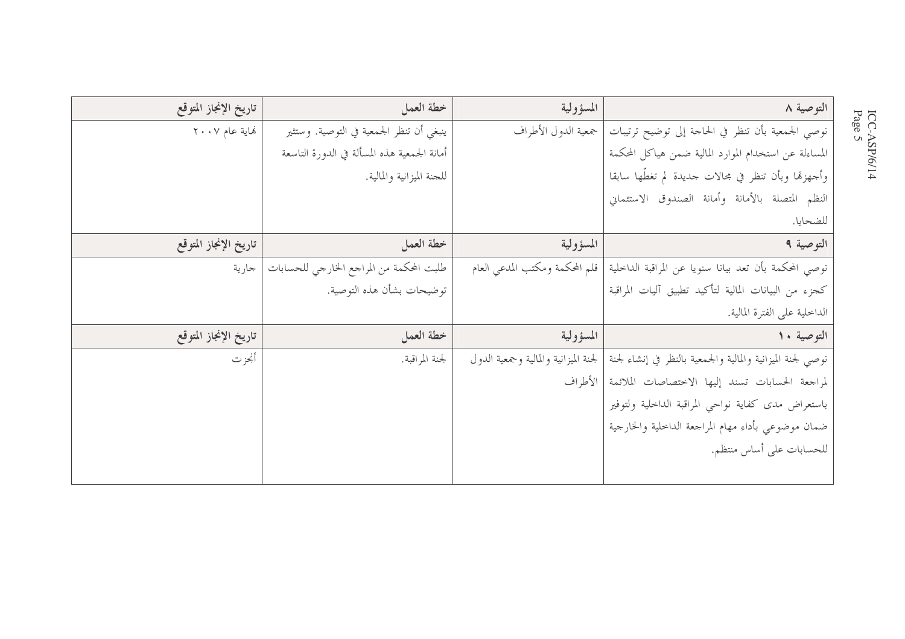| التوصية ٨ | المسؤولية | خطة العمل | تاريخ الإنجاز المتوقع |
|---|---|---|---|
| نوصي الجمعية بأن تنظر في الحاجة إلى توضيح ترتيبات المساءلة عن استخدام الموارد المالية ضمن هياكل المحكمة وأجهزتها وبأن تنظر في مجالات جديدة لم تغطّها سابقا النظم المتصلة بالأمانة وأمانة الصندوق الاستئماني للضحايا. | جمعية الدول الأطراف | ينبغي أن تنظر الجمعية في التوصية. وستثير أمانة الجمعية هذه المسألة في الدورة التاسعة للجنة الميزانية والمالية. | نهاية عام ٢٠٠٧ |
| **التوصية ٩** | **المسؤولية** | **خطة العمل** | **تاريخ الإنجاز المتوقع** |
| نوصي المحكمة بأن تعد بيانا سنويا عن المراقبة الداخلية كجزء من البيانات المالية لتأكيد تطبيق آليات المراقبة الداخلية على الفترة المالية. | قلم المحكمة ومكتب المدعي العام | طلبت المحكمة من المراجع الخارجي للحسابات توضيحات بشأن هذه التوصية. | جارية |
| **التوصية ١٠** | **المسؤولية** | **خطة العمل** | **تاريخ الإنجاز المتوقع** |
| نوصي لجنة الميزانية والمالية والجمعية بالنظر في إنشاء لجنة لمراجعة الحسابات تسند إليها الاختصاصات الملائمة باستعراض مدى كفاية نواحي المراقبة الداخلية ولتوفير ضمان موضوعي بأداء مهام المراجعة الداخلية والخارجية للحسابات على أساس منتظم. | لجنة الميزانية والمالية وجمعية الدول الأطراف | لجنة المراقبة. | أنجزت |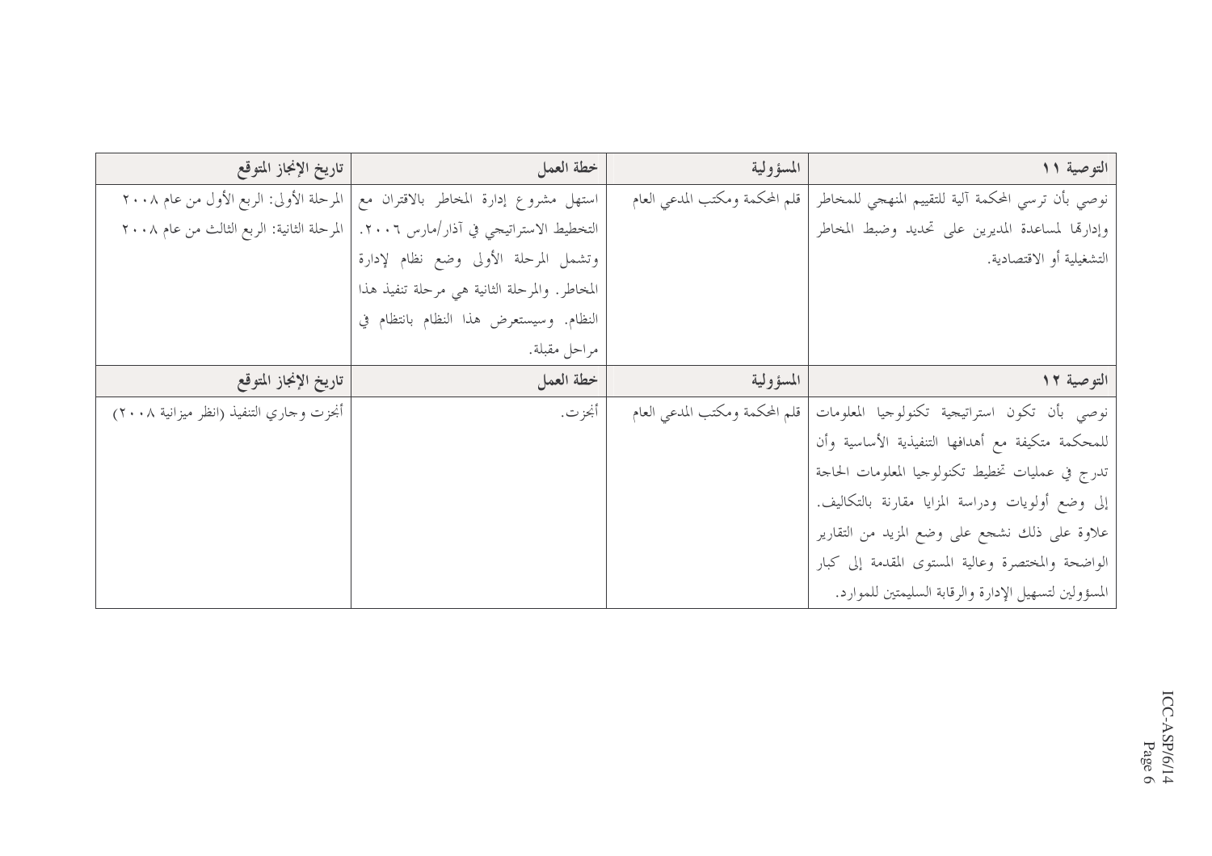| التوصية ١١ | المسؤولية | خطة العمل | تاريخ الإنجاز المتوقع |
|---|---|---|---|
| نوصي بأن ترسي المحكمة آلية للتقييم المنهجي للمخاطر وإدارتها لمساعدة المديرين على تحديد وضبط المخاطر التشغيلية أو الاقتصادية. | قلم المحكمة ومكتب المدعي العام | استهل مشروع إدارة المخاطر بالاقتران مع التخطيط الاستراتيجي في آذار/مارس ٢٠٠٦. وتشمل المرحلة الأولى وضع نظام لإدارة المخاطر. والمرحلة الثانية هي مرحلة تنفيذ هذا النظام. وسيستعرض هذا النظام بانتظام في مراحل مقبلة. | المرحلة الأولى: الربع الأول من عام ٢٠٠٨<br>المرحلة الثانية: الربع الثالث من عام ٢٠٠٨ |
| **التوصية ١٢** | **المسؤولية** | **خطة العمل** | **تاريخ الإنجاز المتوقع** |
| نوصي بأن تكون استراتيجية تكنولوجيا المعلومات للمحكمة متكيفة مع أهدافها التنفيذية الأساسية وأن تدرج في عمليات تخطيط تكنولوجيا المعلومات الحاجة إلى وضع أولويات ودراسة المزايا مقارنة بالتكاليف. علاوة على ذلك نشجع على وضع المزيد من التقارير الواضحة والمختصرة وعالية المستوى المقدمة إلى كبار المسؤولين لتسهيل الإدارة والرقابة السليمتين للموارد. | قلم المحكمة ومكتب المدعي العام | أنجزت. | أنجزت وجاري التنفيذ (انظر ميزانية ٢٠٠٨) |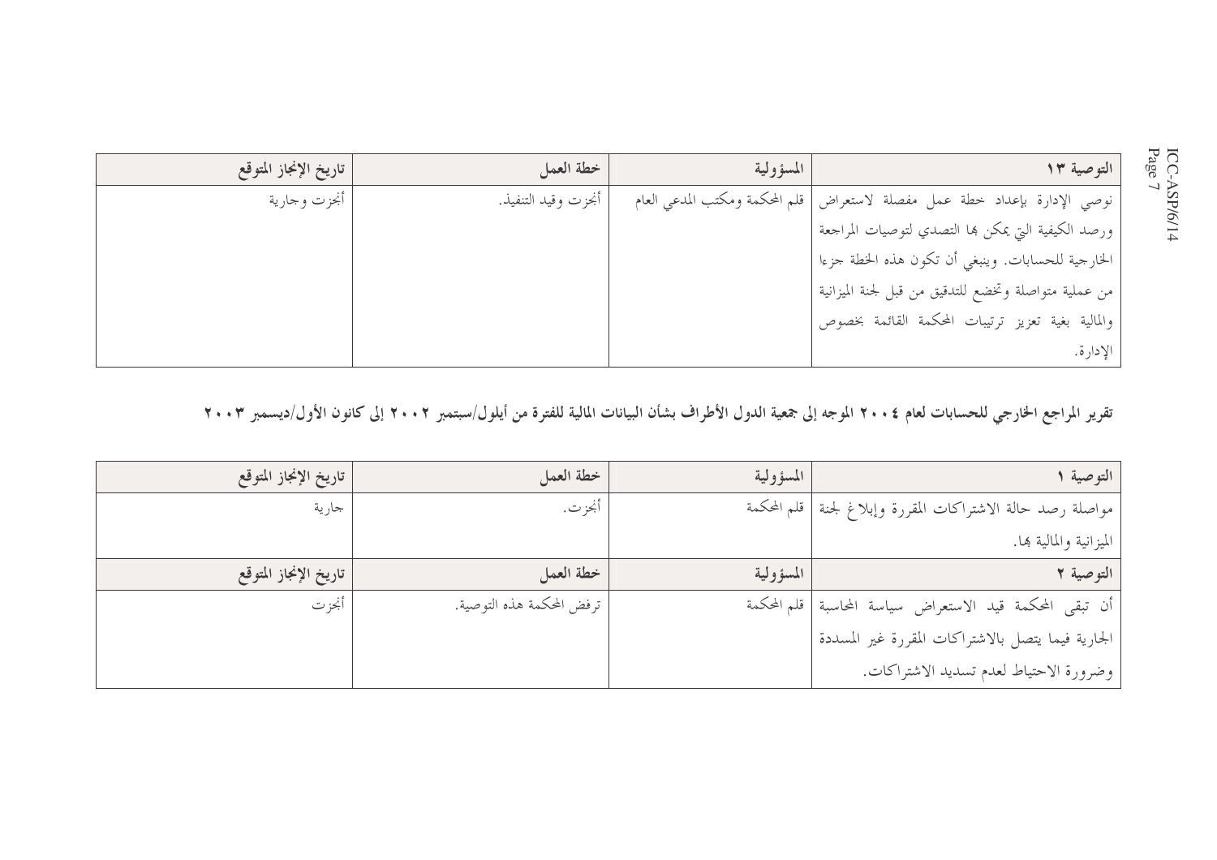| التوصية ١٣ | المسؤولية | خطة العمل | تاريخ الإنجاز المتوقع |
|---|---|---|---|
| نوصي الإدارة بإعداد خطة عمل مفصلة لاستعراض ورصد الكيفية التي يمكن بها التصدي لتوصيات المراجعة الخارجية للحسابات. وينبغي أن تكون هذه الخطة جزءا من عملية متواصلة وتخضع للتدقيق من قبل لجنة الميزانية والمالية بغية تعزيز ترتيبات المحكمة القائمة بخصوص الإدارة. | قلم المحكمة ومكتب المدعي العام | أنجزت وقيد التنفيذ. | أنجزت وجارية |

**تقرير المراجع الخارجي للحسابات لعام ٢٠٠٤ الموجه إلى جمعية الدول الأطراف بشأن البيانات المالية للفترة من أيلول/سبتمبر ٢٠٠٢ إلى كانون الأول/ديسمبر ٢٠٠٣**

| التوصية ١ | المسؤولية | خطة العمل | تاريخ الإنجاز المتوقع |
|---|---|---|---|
| مواصلة رصد حالة الاشتراكات المقررة وإبلاغ لجنة الميزانية والمالية بها. | قلم المحكمة | أنجزت. | جارية |
| **التوصية ٢** | **المسؤولية** | **خطة العمل** | **تاريخ الإنجاز المتوقع** |
| أن تبقى المحكمة قيد الاستعراض سياسة المحاسبة الجارية فيما يتصل بالاشتراكات المقررة غير المسددة وضرورة الاحتياط لعدم تسديد الاشتراكات. | قلم المحكمة | ترفض المحكمة هذه التوصية. | أنجزت |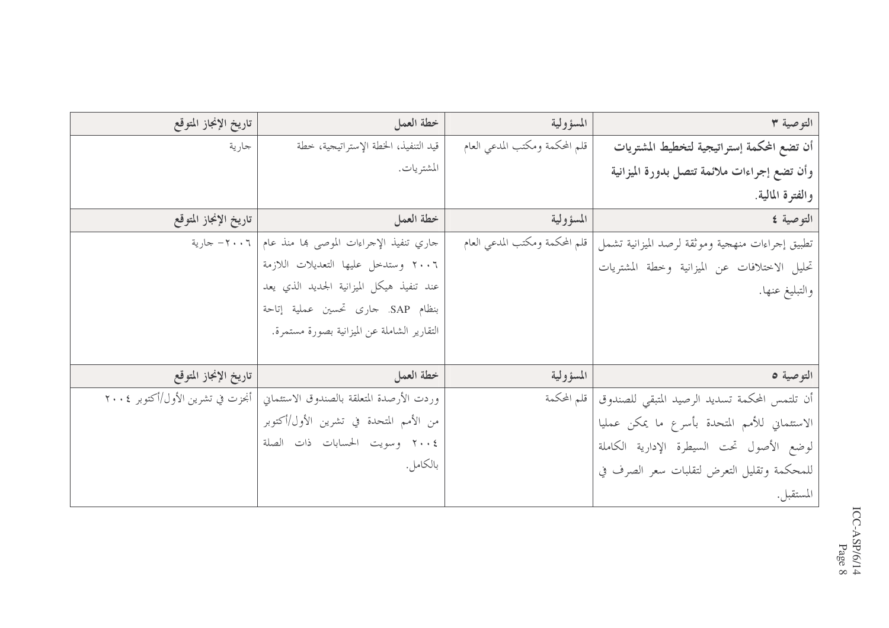| التوصية ٣ | المسؤولية | خطة العمل | تاريخ الإنجاز المتوقع |
|---|---|---|---|
| **أن تضع المحكمة إستراتيجية لتخطيط المشتريات وأن تضع إجراءات ملائمة تتصل بدورة الميزانية والفترة المالية.** | قلم المحكمة ومكتب المدعي العام | قيد التنفيذ، الخطة الإستراتيجية، خطة المشتريات. | جارية |
| **التوصية ٤** | **المسؤولية** | **خطة العمل** | **تاريخ الإنجاز المتوقع** |
| تطبيق إجراءات منهجية وموثقة لرصد الميزانية تشمل تحليل الاختلافات عن الميزانية وخطة المشتريات والتبليغ عنها. | قلم المحكمة ومكتب المدعي العام | جاري تنفيذ الإجراءات الموصى بها منذ عام ٢٠٠٦ وستدخل عليها التعديلات اللازمة عند تنفيذ هيكل الميزانية الجديد الذي يعد بنظام SAP. جارى تحسين عملية إتاحة التقارير الشاملة عن الميزانية بصورة مستمرة. | ٢٠٠٦- جارية |
| **التوصية ٥** | **المسؤولية** | **خطة العمل** | **تاريخ الإنجاز المتوقع** |
| أن تلتمس المحكمة تسديد الرصيد المتبقي للصندوق الاستئماني للأمم المتحدة بأسرع ما يمكن عمليا لوضع الأصول تحت السيطرة الإدارية الكاملة للمحكمة وتقليل التعرض لتقلبات سعر الصرف في المستقبل. | قلم المحكمة | وردت الأرصدة المتعلقة بالصندوق الاستئماني من الأمم المتحدة في تشرين الأول/أكتوبر ٢٠٠٤ وسويت الحسابات ذات الصلة بالكامل. | أنجزت في تشرين الأول/أكتوبر ٢٠٠٤ |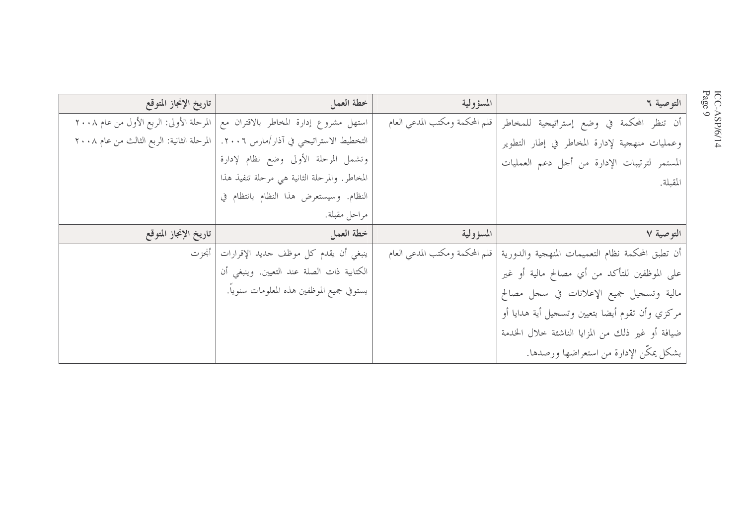| التوصية ٦ | المسؤولية | خطة العمل | تاريخ الإنجاز المتوقع |
|---|---|---|---|
| أن تنظر المحكمة في وضع إستراتيجية للمخاطر وعمليات منهجية لإدارة المخاطر في إطار التطوير المستمر لترتيبات الإدارة من أجل دعم العمليات المقبلة. | قلم المحكمة ومكتب المدعي العام | استهل مشروع إدارة المخاطر بالاقتران مع التخطيط الاستراتيجي في آذار/مارس ٢٠٠٦. وتشمل المرحلة الأولى وضع نظام لإدارة المخاطر. والمرحلة الثانية هي مرحلة تنفيذ هذا النظام. وسيستعرض هذا النظام بانتظام في مراحل مقبلة. | المرحلة الأولى: الربع الأول من عام ٢٠٠٨<br>المرحلة الثانية: الربع الثالث من عام ٢٠٠٨ |
| **التوصية ٧** | **المسؤولية** | **خطة العمل** | **تاريخ الإنجاز المتوقع** |
| أن تطبق المحكمة نظام التعميمات المنهجية والدورية على الموظفين للتأكد من أي مصالح مالية أو غير مالية وتسجيل جميع الإعلانات في سجل مصالح مركزي وأن تقوم أيضا بتعيين وتسجيل أية هدايا أو ضيافة أو غير ذلك من المزايا الناشئة خلال الخدمة بشكل يمكّن الإدارة من استعراضها ورصدها. | قلم المحكمة ومكتب المدعي العام | ينبغي أن يقدم كل موظف جديد الإقرارات الكتابية ذات الصلة عند التعيين. وينبغي أن يستوفي جميع الموظفين هذه المعلومات سنوياً. | أنجزت |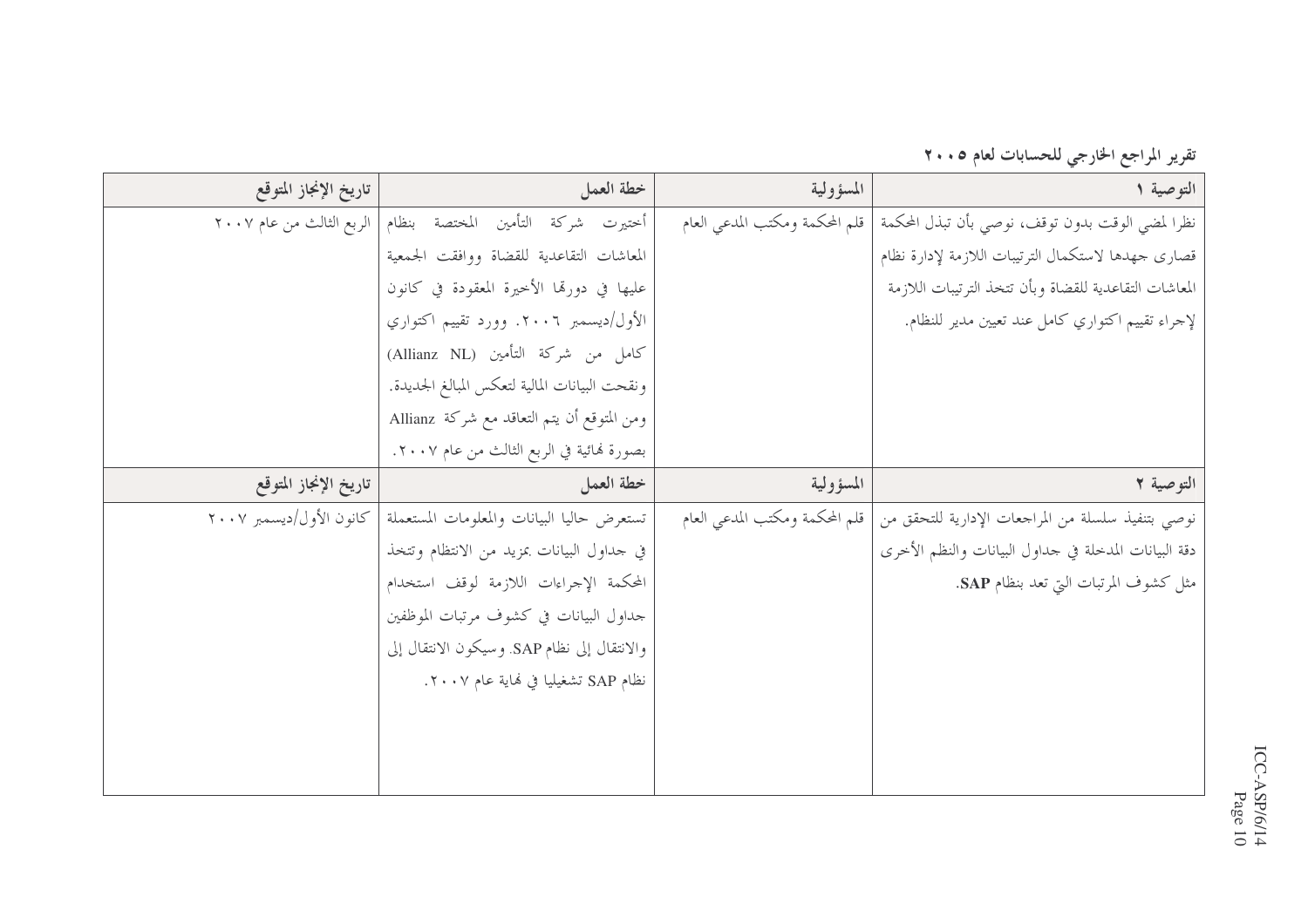**تقرير المراجع الخارجي للحسابات لعام ٢٠٠٥**

| التوصية ١ | المسؤولية | خطة العمل | تاريخ الإنجاز المتوقع |
|---|---|---|---|
| نظرا لمضي الوقت بدون توقف، نوصي بأن تبذل المحكمة قصارى جهدها لاستكمال الترتيبات اللازمة لإدارة نظام المعاشات التقاعدية للقضاة وبأن تتخذ الترتيبات اللازمة لإجراء تقييم اكتواري كامل عند تعيين مدير للنظام. | قلم المحكمة ومكتب المدعي العام | أختيرت شركة التأمين المختصة بنظام المعاشات التقاعدية للقضاة ووافقت الجمعية عليها في دورتها الأخيرة المعقودة في كانون الأول/ديسمبر ٢٠٠٦. وورد تقييم اكتواري كامل من شركة التأمين (Allianz NL) ونقحت البيانات المالية لتعكس المبالغ الجديدة. ومن المتوقع أن يتم التعاقد مع شركة Allianz بصورة نهائية في الربع الثالث من عام ٢٠٠٧. | الربع الثالث من عام ٢٠٠٧ |
| **التوصية ٢** | **المسؤولية** | **خطة العمل** | **تاريخ الإنجاز المتوقع** |
| نوصي بتنفيذ سلسلة من المراجعات الإدارية للتحقق من دقة البيانات المدخلة في جداول البيانات والنظم الأخرى مثل كشوف المرتبات التي تعد بنظام **SAP**. | قلم المحكمة ومكتب المدعي العام | تستعرض حاليا البيانات والمعلومات المستعملة في جداول البيانات بمزيد من الانتظام وتتخذ المحكمة الإجراءات اللازمة لوقف استخدام جداول البيانات في كشوف مرتبات الموظفين والانتقال إلى نظام SAP. وسيكون الانتقال إلى نظام SAP تشغيليا في نهاية عام ٢٠٠٧. | كانون الأول/ديسمبر ٢٠٠٧ |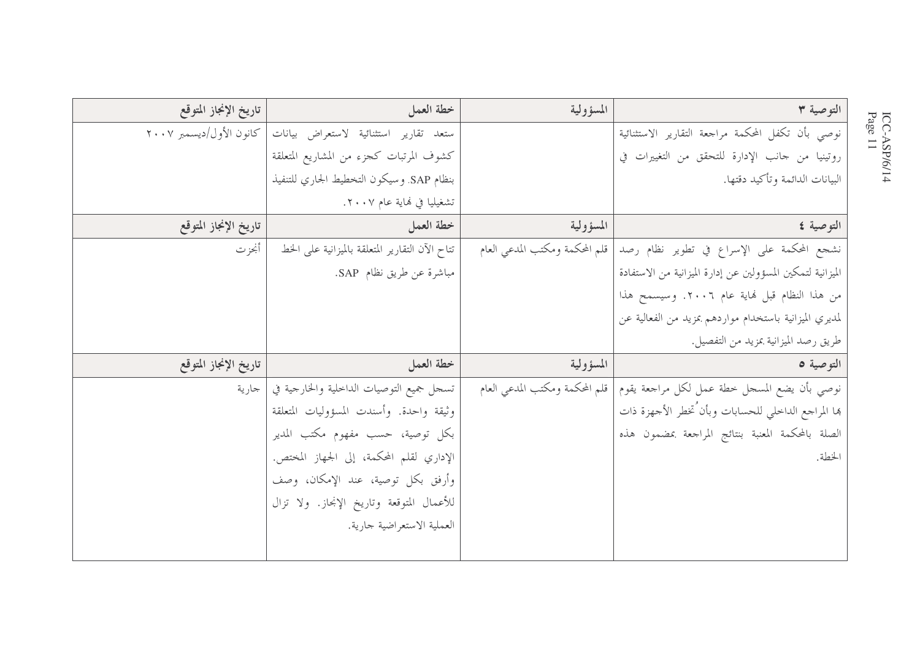| التوصية ٣ | المسؤولية | خطة العمل | تاريخ الإنجاز المتوقع |
|---|---|---|---|
| نوصي بأن تكفل المحكمة مراجعة التقارير الاستثنائية روتينيا من جانب الإدارة للتحقق من التغييرات في البيانات الدائمة وتأكيد دقتها. | | ستعد تقارير استثنائية لاستعراض بيانات كشوف المرتبات كجزء من المشاريع المتعلقة بنظام SAP. وسيكون التخطيط الجاري للتنفيذ تشغيليا في نهاية عام ٢٠٠٧. | كانون الأول/ديسمبر ٢٠٠٧ |
| **التوصية ٤** | **المسؤولية** | **خطة العمل** | **تاريخ الإنجاز المتوقع** |
| نشجع المحكمة على الإسراع في تطوير نظام رصد الميزانية لتمكين المسؤولين عن إدارة الميزانية من الاستفادة من هذا النظام قبل نهاية عام ٢٠٠٦. وسيسمح هذا لمديري الميزانية باستخدام مواردهم بمزيد من الفعالية عن طريق رصد الميزانية بمزيد من التفصيل. | قلم المحكمة ومكتب المدعي العام | تتاح الآن التقارير المتعلقة بالميزانية على الخط مباشرة عن طريق نظام SAP. | أنجزت |
| **التوصية ٥** | **المسؤولية** | **خطة العمل** | **تاريخ الإنجاز المتوقع** |
| نوصي بأن يضع المسجل خطة عمل لكل مراجعة يقوم بها المراجع الداخلي للحسابات وبأن تُخطر الأجهزة ذات الصلة بالمحكمة المعنية بنتائج المراجعة بمضمون هذه الخطة. | قلم المحكمة ومكتب المدعي العام | تسجل جميع التوصيات الداخلية والخارجية في وثيقة واحدة. وأسندت المسؤوليات المتعلقة بكل توصية، حسب مفهوم مكتب المدير الإداري لقلم المحكمة، إلى الجهاز المختص. وأرفق بكل توصية، عند الإمكان، وصف للأعمال المتوقعة وتاريخ الإنجاز. ولا تزال العملية الاستعراضية جارية. | جارية |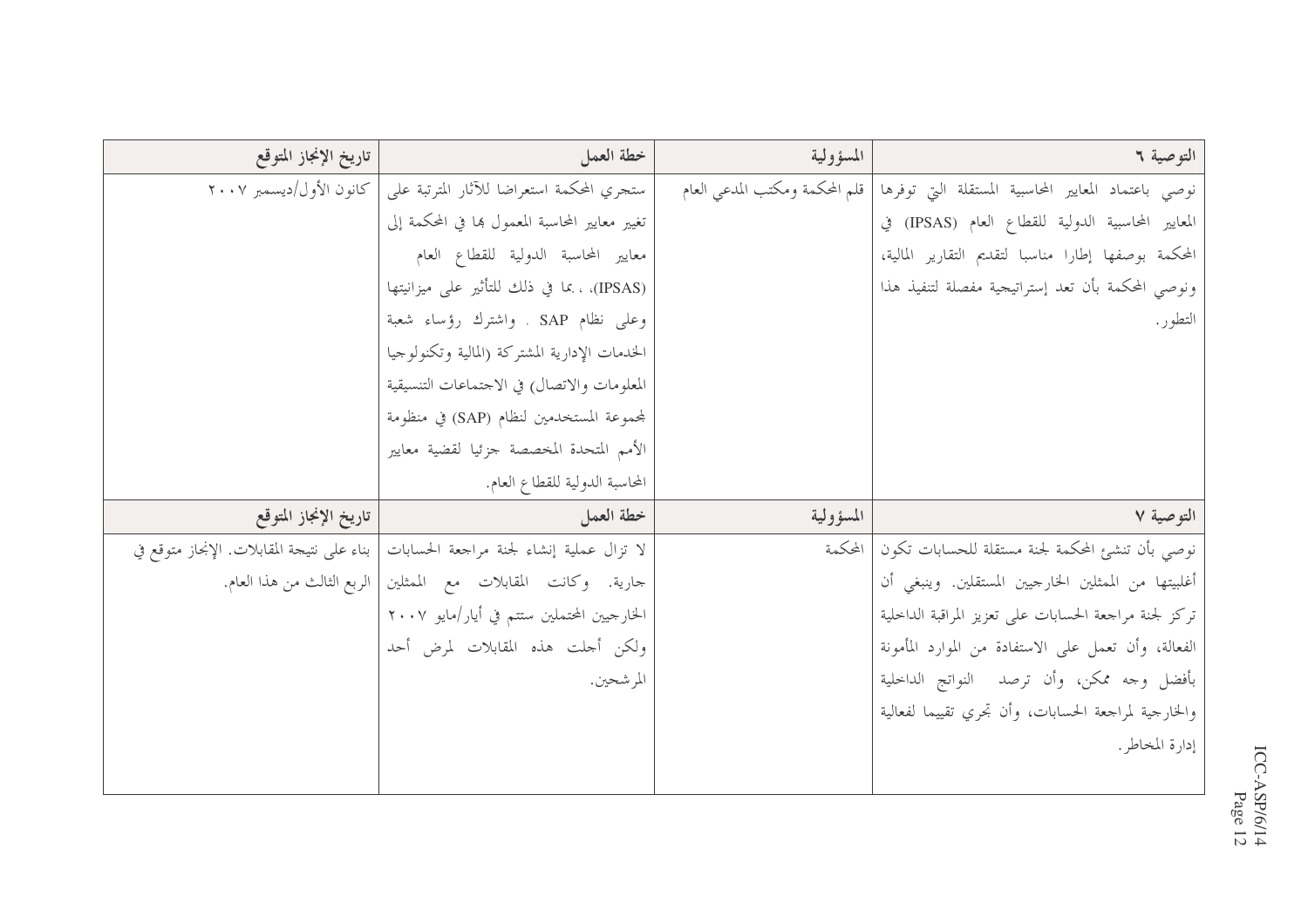| التوصية ٦ | المسؤولية | خطة العمل | تاريخ الإنجاز المتوقع |
|---|---|---|---|
| نوصي باعتماد المعايير المحاسبية المستقلة التي توفرها المعايير المحاسبية الدولية للقطاع العام (IPSAS) في المحكمة بوصفها إطارا مناسبا لتقديم التقارير المالية، ونوصي المحكمة بأن تعد إستراتيجية مفصلة لتنفيذ هذا التطور. | قلم المحكمة ومكتب المدعي العام | ستجري المحكمة استعراضا للآثار المترتبة على تغيير معايير المحاسبة المعمول بها في المحكمة إلى معايير المحاسبة الدولية للقطاع العام (IPSAS)، ، بما في ذلك للتأثير على ميزانيتها وعلى نظام SAP . واشترك رؤساء شعبة الخدمات الإدارية المشتركة (المالية وتكنولوجيا المعلومات والاتصال) في الاجتماعات التنسيقية لمجموعة المستخدمين لنظام (SAP) في منظومة الأمم المتحدة المخصصة جزئيا لقضية معايير المحاسبة الدولية للقطاع العام. | كانون الأول/ديسمبر ٢٠٠٧ |
| **التوصية ٧** | **المسؤولية** | **خطة العمل** | **تاريخ الإنجاز المتوقع** |
| نوصي بأن تنشئ المحكمة لجنة مستقلة للحسابات تكون أغلبيتها من الممثلين الخارجيين المستقلين. وينبغي أن تركز لجنة مراجعة الحسابات على تعزيز المراقبة الداخلية الفعالة، وأن تعمل على الاستفادة من الموارد المأمونة بأفضل وجه ممكن، وأن ترصد النواتج الداخلية والخارجية لمراجعة الحسابات، وأن تجري تقييما لفعالية إدارة المخاطر. | المحكمة | لا تزال عملية إنشاء لجنة مراجعة الحسابات جارية. وكانت المقابلات مع الممثلين الخارجيين المحتملين ستتم في أيار/مايو ٢٠٠٧ ولكن أجلت هذه المقابلات لمرض أحد المرشحين. | بناء على نتيجة المقابلات. الإنجاز متوقع في الربع الثالث من هذا العام. |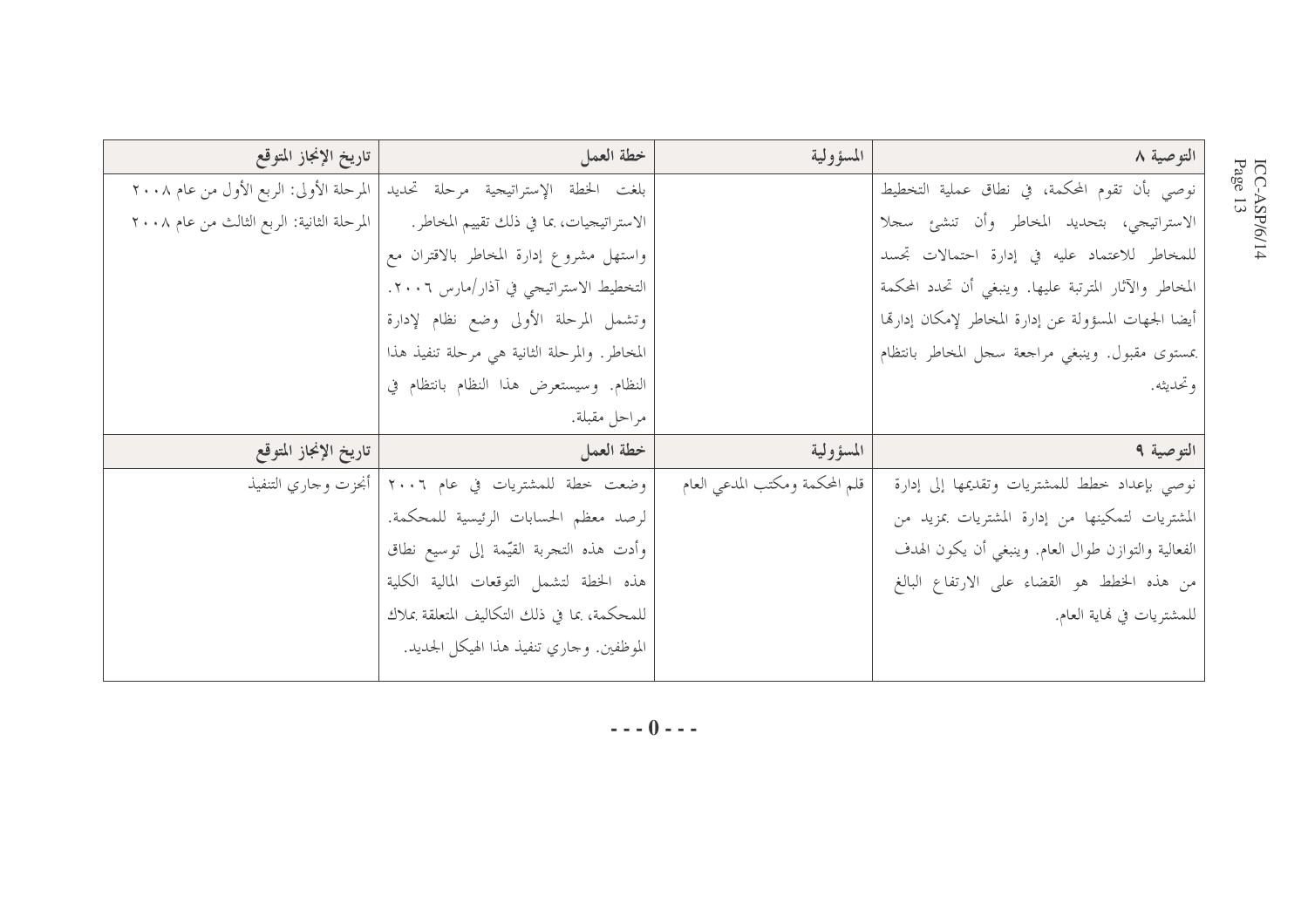| التوصية ٨ | المسؤولية | خطة العمل | تاريخ الإنجاز المتوقع |
|---|---|---|---|
| نوصي بأن تقوم المحكمة، في نطاق عملية التخطيط الاستراتيجي، بتحديد المخاطر وأن تنشئ سجلا للمخاطر للاعتماد عليه في إدارة احتمالات تجسد المخاطر والآثار المترتبة عليها. وينبغي أن تحدد المحكمة أيضا الجهات المسؤولة عن إدارة المخاطر لإمكان إدارتها بمستوى مقبول. وينبغي مراجعة سجل المخاطر بانتظام وتحديثه. | | بلغت الخطة الإستراتيجية مرحلة تحديد الاستراتيجيات، بما في ذلك تقييم المخاطر. واستهل مشروع إدارة المخاطر بالاقتران مع التخطيط الاستراتيجي في آذار/مارس ٢٠٠٦. وتشمل المرحلة الأولى وضع نظام لإدارة المخاطر. والمرحلة الثانية هي مرحلة تنفيذ هذا النظام. وسيستعرض هذا النظام بانتظام في مراحل مقبلة. | المرحلة الأولى: الربع الأول من عام ٢٠٠٨<br>المرحلة الثانية: الربع الثالث من عام ٢٠٠٨ |
| **التوصية ٩** | **المسؤولية** | **خطة العمل** | **تاريخ الإنجاز المتوقع** |
| نوصي بإعداد خطط للمشتريات وتقديمها إلى إدارة المشتريات لتمكينها من إدارة المشتريات بمزيد من الفعالية والتوازن طوال العام. وينبغي أن يكون الهدف من هذه الخطط هو القضاء على الارتفاع البالغ للمشتريات في نهاية العام. | قلم المحكمة ومكتب المدعي العام | وضعت خطة للمشتريات في عام ٢٠٠٦ لرصد معظم الحسابات الرئيسية للمحكمة. وأدت هذه التجربة القيّمة إلى توسيع نطاق هذه الخطة لتشمل التوقعات المالية الكلية للمحكمة، بما في ذلك التكاليف المتعلقة بملاك الموظفين. وجاري تنفيذ هذا الهيكل الجديد. | أنجزت وجاري التنفيذ |

--- 0 ---